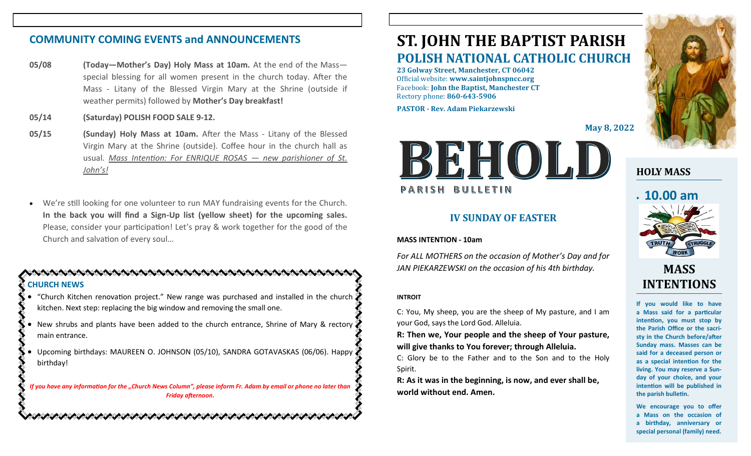## COMMUNITY COMING EVENTS and ANNOUNCEMENTS

**05/08** **(Today—Mother's Day) Holy Mass at 10am.** At the end of the Mass—special blessing for all women present in the church today. After the Mass - Litany of the Blessed Virgin Mary at the Shrine (outside if weather permits) followed by **Mother's Day breakfast!**

**05/14** **(Saturday) POLISH FOOD SALE 9-12.**

**05/15** **(Sunday) Holy Mass at 10am.** After the Mass - Litany of the Blessed Virgin Mary at the Shrine (outside). Coffee hour in the church hall as usual. _Mass Intention: For ENRIQUE ROSAS — new parishioner of St. John's!_

- We're still looking for one volunteer to run MAY fundraising events for the Church. **In the back you will find a Sign-Up list (yellow sheet) for the upcoming sales.** Please, consider your participation! Let's pray & work together for the good of the Church and salvation of every soul…

### CHURCH NEWS

- "Church Kitchen renovation project." New range was purchased and installed in the church kitchen. Next step: replacing the big window and removing the small one.
- New shrubs and plants have been added to the church entrance, Shrine of Mary & rectory main entrance.
- Upcoming birthdays: MAUREEN O. JOHNSON (05/10), SANDRA GOTAVASKAS (06/06). Happy birthday!

*If you have any information for the „Church News Column", please inform Fr. Adam by email or phone no later than Friday afternoon.*

# ST. JOHN THE BAPTIST PARISH

## POLISH NATIONAL CATHOLIC CHURCH

**23 Golway Street, Manchester, CT 06042**
Official website: **www.saintjohnspncc.org**
Facebook: **John the Baptist, Manchester CT**
Rectory phone: **860-643-5906**

**PASTOR - Rev. Adam Piekarzewski**

**May 8, 2022**

# BEHOLD

PARISH BULLETIN

## IV SUNDAY OF EASTER

**MASS INTENTION - 10am**

*For ALL MOTHERS on the occasion of Mother's Day and for JAN PIEKARZEWSKI on the occasion of his 4th birthday.*

**INTROIT**

C: You, My sheep, you are the sheep of My pasture, and I am your God, says the Lord God. Alleluia.

**R: Then we, Your people and the sheep of Your pasture, will give thanks to You forever; through Alleluia.**

C: Glory be to the Father and to the Son and to the Holy Spirit.

**R: As it was in the beginning, is now, and ever shall be, world without end. Amen.**

### HOLY MASS

- **10.00 am**

TRUTH STRUGGLE WORK

### MASS INTENTIONS

**If you would like to have a Mass said for a particular intention, you must stop by the Parish Office or the sacristy in the Church before/after Sunday mass. Masses can be said for a deceased person or as a special intention for the living. You may reserve a Sunday of your choice, and your intention will be published in the parish bulletin.**

**We encourage you to offer a Mass on the occasion of a birthday, anniversary or special personal (family) need.**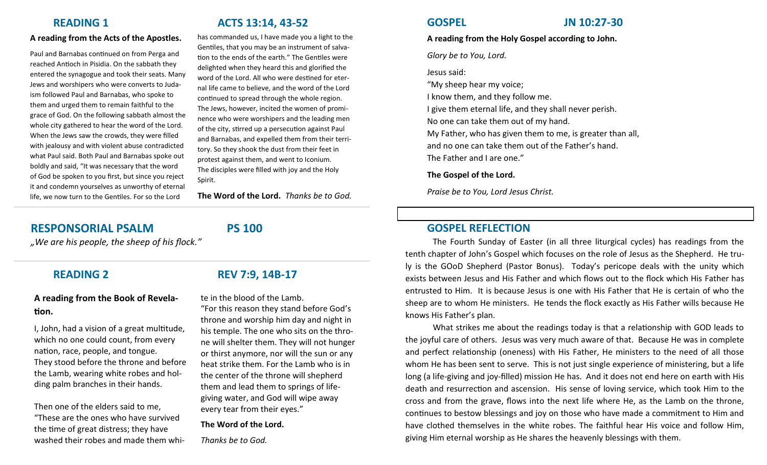## READING 1 — ACTS 13:14, 43-52

**A reading from the Acts of the Apostles.**

Paul and Barnabas continued on from Perga and reached Antioch in Pisidia. On the sabbath they entered the synagogue and took their seats. Many Jews and worshipers who were converts to Judaism followed Paul and Barnabas, who spoke to them and urged them to remain faithful to the grace of God. On the following sabbath almost the whole city gathered to hear the word of the Lord. When the Jews saw the crowds, they were filled with jealousy and with violent abuse contradicted what Paul said. Both Paul and Barnabas spoke out boldly and said, "It was necessary that the word of God be spoken to you first, but since you reject it and condemn yourselves as unworthy of eternal life, we now turn to the Gentiles. For so the Lord has commanded us, I have made you a light to the Gentiles, that you may be an instrument of salvation to the ends of the earth." The Gentiles were delighted when they heard this and glorified the word of the Lord. All who were destined for eternal life came to believe, and the word of the Lord continued to spread through the whole region. The Jews, however, incited the women of prominence who were worshipers and the leading men of the city, stirred up a persecution against Paul and Barnabas, and expelled them from their territory. So they shook the dust from their feet in protest against them, and went to Iconium. The disciples were filled with joy and the Holy Spirit.

**The Word of the Lord.** *Thanks be to God.*

## RESPONSORIAL PSALM — PS 100

*„We are his people, the sheep of his flock."*

## READING 2 — REV 7:9, 14B-17

**A reading from the Book of Revelation.**

I, John, had a vision of a great multitude, which no one could count, from every nation, race, people, and tongue. They stood before the throne and before the Lamb, wearing white robes and holding palm branches in their hands.

Then one of the elders said to me, "These are the ones who have survived the time of great distress; they have washed their robes and made them white in the blood of the Lamb.
"For this reason they stand before God's throne and worship him day and night in his temple. The one who sits on the throne will shelter them. They will not hunger or thirst anymore, nor will the sun or any heat strike them. For the Lamb who is in the center of the throne will shepherd them and lead them to springs of life-giving water, and God will wipe away every tear from their eyes."

**The Word of the Lord.**

*Thanks be to God.*

## GOSPEL — JN 10:27-30

**A reading from the Holy Gospel according to John.**

*Glory be to You, Lord.*

Jesus said:
"My sheep hear my voice;
I know them, and they follow me.
I give them eternal life, and they shall never perish.
No one can take them out of my hand.
My Father, who has given them to me, is greater than all,
and no one can take them out of the Father's hand.
The Father and I are one."

**The Gospel of the Lord.**

*Praise be to You, Lord Jesus Christ.*

## GOSPEL REFLECTION

The Fourth Sunday of Easter (in all three liturgical cycles) has readings from the tenth chapter of John's Gospel which focuses on the role of Jesus as the Shepherd. He truly is the GOoD Shepherd (Pastor Bonus). Today's pericope deals with the unity which exists between Jesus and His Father and which flows out to the flock which His Father has entrusted to Him. It is because Jesus is one with His Father that He is certain of who the sheep are to whom He ministers. He tends the flock exactly as His Father wills because He knows His Father's plan.

What strikes me about the readings today is that a relationship with GOD leads to the joyful care of others. Jesus was very much aware of that. Because He was in complete and perfect relationship (oneness) with His Father, He ministers to the need of all those whom He has been sent to serve. This is not just single experience of ministering, but a life long (a life-giving and joy-filled) mission He has. And it does not end here on earth with His death and resurrection and ascension. His sense of loving service, which took Him to the cross and from the grave, flows into the next life where He, as the Lamb on the throne, continues to bestow blessings and joy on those who have made a commitment to Him and have clothed themselves in the white robes. The faithful hear His voice and follow Him, giving Him eternal worship as He shares the heavenly blessings with them.